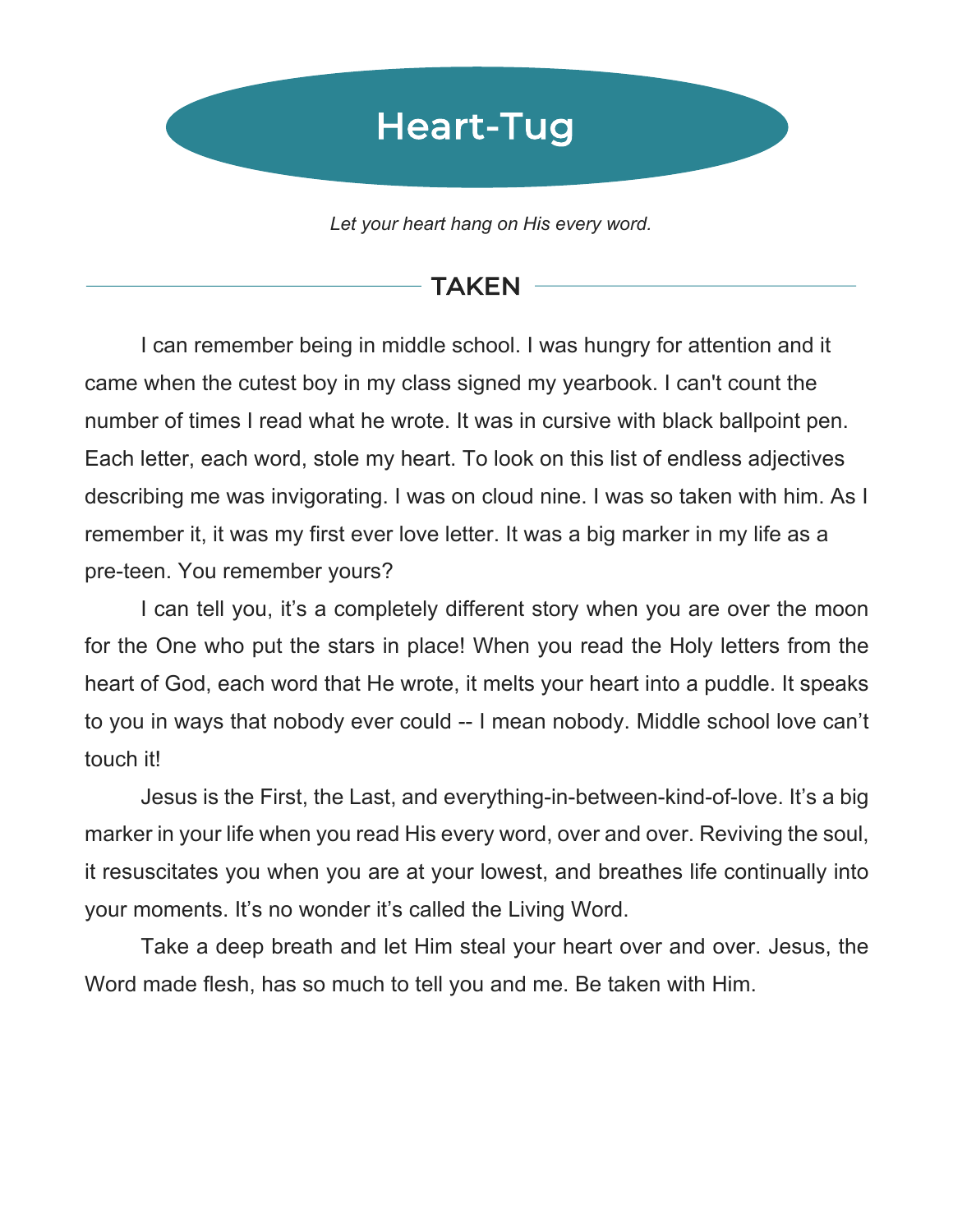# Heart-Tug

*Let your heart hang on His every word.*

## TAKEN

I can remember being in middle school. I was hungry for attention and it came when the cutest boy in my class signed my yearbook. I can't count the number of times I read what he wrote. It was in cursive with black ballpoint pen. Each letter, each word, stole my heart. To look on this list of endless adjectives describing me was invigorating. I was on cloud nine. I was so taken with him. As I remember it, it was my first ever love letter. It was a big marker in my life as a pre-teen. You remember yours?

I can tell you, it's a completely different story when you are over the moon for the One who put the stars in place! When you read the Holy letters from the heart of God, each word that He wrote, it melts your heart into a puddle. It speaks to you in ways that nobody ever could -- I mean nobody. Middle school love can't touch it!

Jesus is the First, the Last, and everything-in-between-kind-of-love. It's a big marker in your life when you read His every word, over and over. Reviving the soul, it resuscitates you when you are at your lowest, and breathes life continually into your moments. It's no wonder it's called the Living Word.

Take a deep breath and let Him steal your heart over and over. Jesus, the Word made flesh, has so much to tell you and me. Be taken with Him.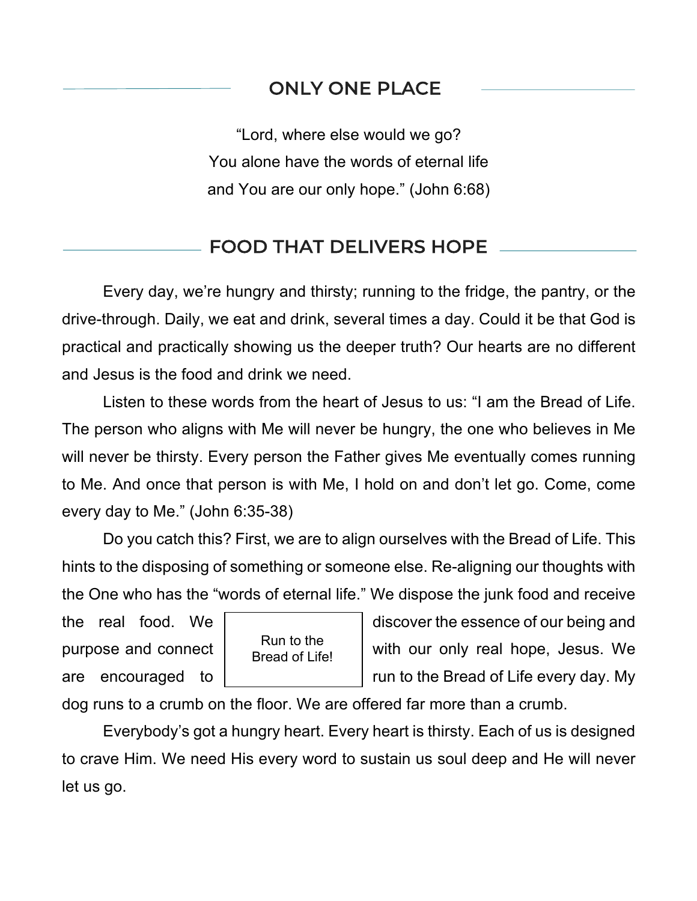## ONLY ONE PLACE

"Lord, where else would we go?
You alone have the words of eternal life
and You are our only hope." (John 6:68)

## FOOD THAT DELIVERS HOPE

Every day, we're hungry and thirsty; running to the fridge, the pantry, or the drive-through. Daily, we eat and drink, several times a day. Could it be that God is practical and practically showing us the deeper truth? Our hearts are no different and Jesus is the food and drink we need.

Listen to these words from the heart of Jesus to us: "I am the Bread of Life. The person who aligns with Me will never be hungry, the one who believes in Me will never be thirsty. Every person the Father gives Me eventually comes running to Me. And once that person is with Me, I hold on and don't let go. Come, come every day to Me." (John 6:35-38)

Do you catch this? First, we are to align ourselves with the Bread of Life. This hints to the disposing of something or someone else. Re-aligning our thoughts with the One who has the "words of eternal life." We dispose the junk food and receive the real food. We discover the essence of our being and purpose and connect with our only real hope, Jesus. We are encouraged to run to the Bread of Life every day. My dog runs to a crumb on the floor. We are offered far more than a crumb.

> Run to the Bread of Life!

Everybody's got a hungry heart. Every heart is thirsty. Each of us is designed to crave Him. We need His every word to sustain us soul deep and He will never let us go.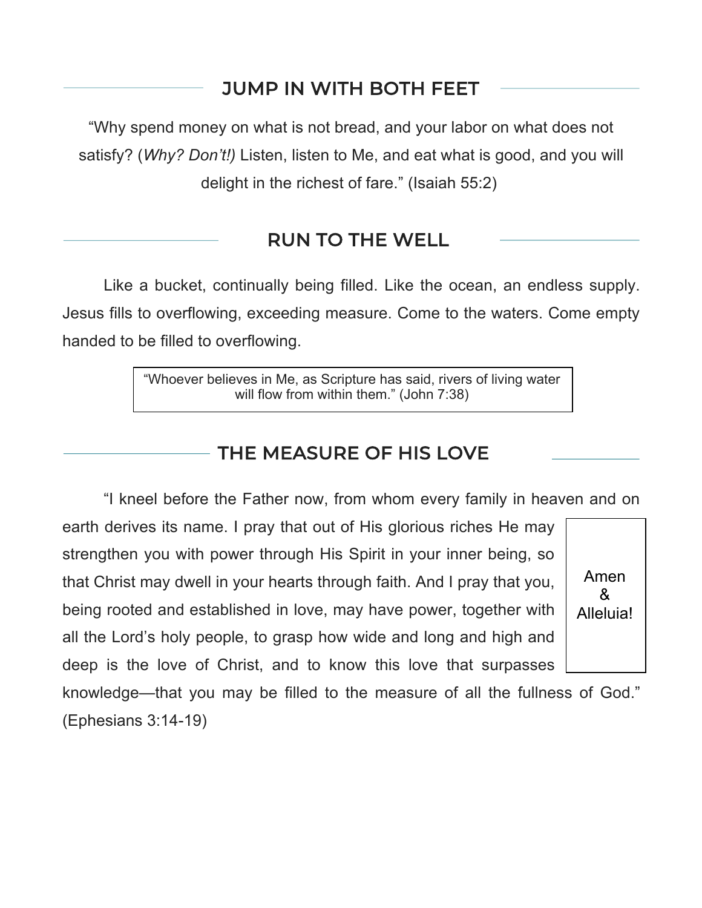## JUMP IN WITH BOTH FEET

"Why spend money on what is not bread, and your labor on what does not satisfy? (*Why? Don't!)* Listen, listen to Me, and eat what is good, and you will delight in the richest of fare." (Isaiah 55:2)

## RUN TO THE WELL

Like a bucket, continually being filled. Like the ocean, an endless supply. Jesus fills to overflowing, exceeding measure. Come to the waters. Come empty handed to be filled to overflowing.

> "Whoever believes in Me, as Scripture has said, rivers of living water will flow from within them." (John 7:38)

## THE MEASURE OF HIS LOVE

"I kneel before the Father now, from whom every family in heaven and on earth derives its name. I pray that out of His glorious riches He may strengthen you with power through His Spirit in your inner being, so that Christ may dwell in your hearts through faith. And I pray that you, being rooted and established in love, may have power, together with all the Lord's holy people, to grasp how wide and long and high and deep is the love of Christ, and to know this love that surpasses knowledge—that you may be filled to the measure of all the fullness of God." (Ephesians 3:14-19)

> Amen
> &
> Alleluia!